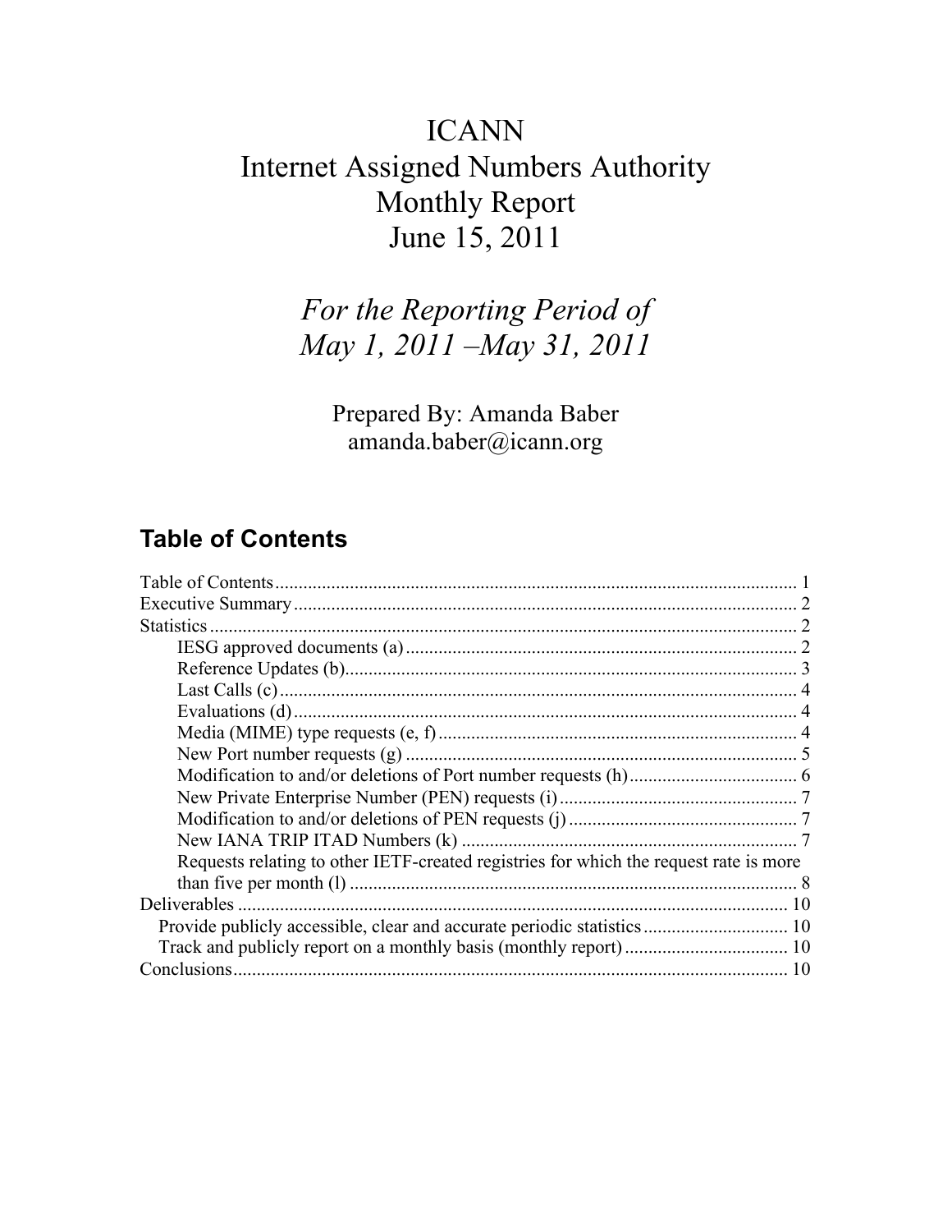# ICANN
# Internet Assigned Numbers Authority
# Monthly Report
# June 15, 2011

*For the Reporting Period of*
*May 1, 2011 –May 31, 2011*

Prepared By: Amanda Baber
amanda.baber@icann.org

## Table of Contents

Table of Contents ........................................................ 1
Executive Summary ........................................................ 2
Statistics ........................................................ 2
    IESG approved documents (a) ........................................................ 2
    Reference Updates (b) ........................................................ 3
    Last Calls (c) ........................................................ 4
    Evaluations (d) ........................................................ 4
    Media (MIME) type requests (e, f) ........................................................ 4
    New Port number requests (g) ........................................................ 5
    Modification to and/or deletions of Port number requests (h) ........................................................ 6
    New Private Enterprise Number (PEN) requests (i) ........................................................ 7
    Modification to and/or deletions of PEN requests (j) ........................................................ 7
    New IANA TRIP ITAD Numbers (k) ........................................................ 7
    Requests relating to other IETF-created registries for which the request rate is more than five per month (l) ........................................................ 8
Deliverables ........................................................ 10
  Provide publicly accessible, clear and accurate periodic statistics ........................................................ 10
  Track and publicly report on a monthly basis (monthly report) ........................................................ 10
Conclusions ........................................................ 10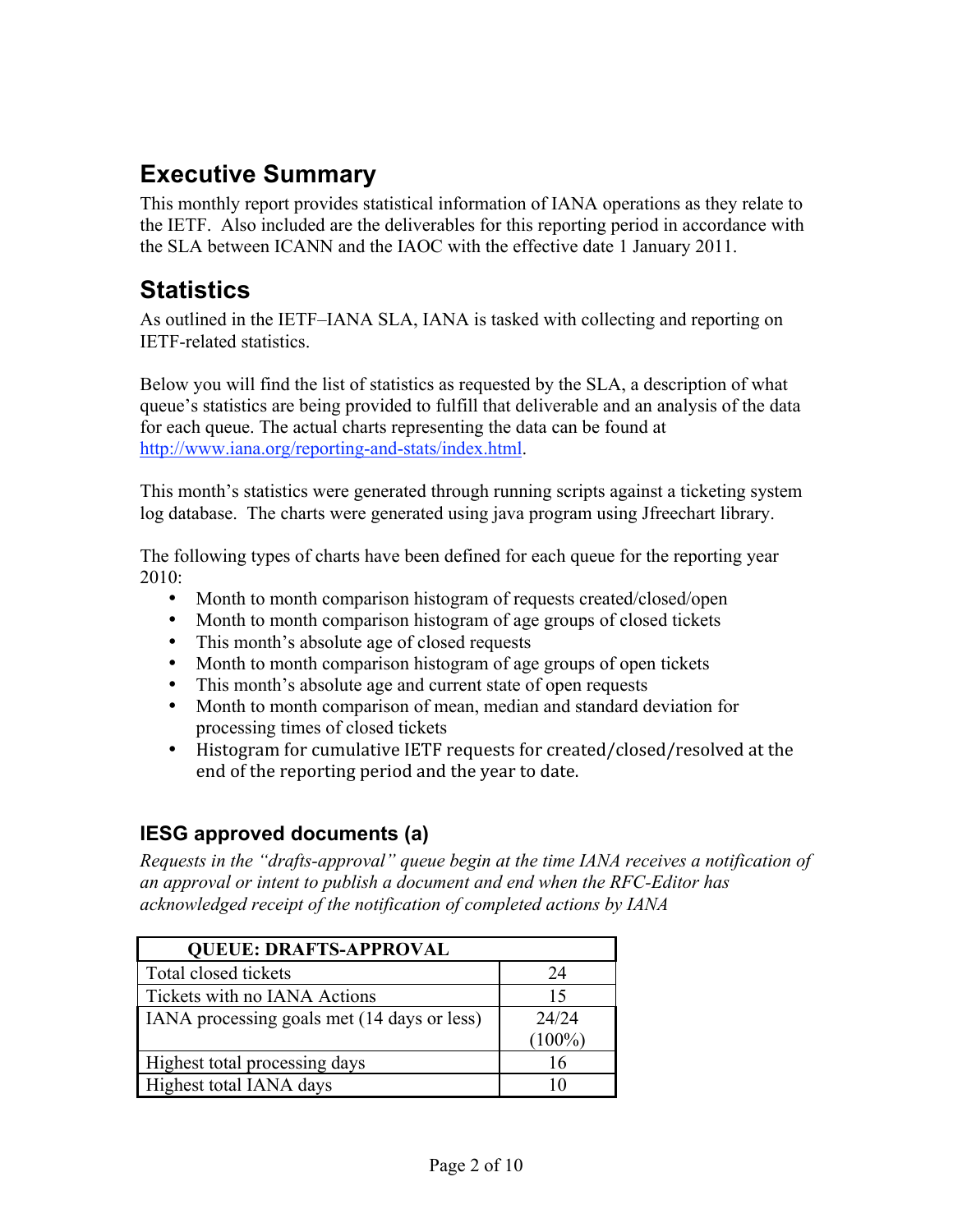# Executive Summary

This monthly report provides statistical information of IANA operations as they relate to the IETF. Also included are the deliverables for this reporting period in accordance with the SLA between ICANN and the IAOC with the effective date 1 January 2011.

# Statistics

As outlined in the IETF–IANA SLA, IANA is tasked with collecting and reporting on IETF-related statistics.

Below you will find the list of statistics as requested by the SLA, a description of what queue's statistics are being provided to fulfill that deliverable and an analysis of the data for each queue. The actual charts representing the data can be found at http://www.iana.org/reporting-and-stats/index.html.

This month's statistics were generated through running scripts against a ticketing system log database. The charts were generated using java program using Jfreechart library.

The following types of charts have been defined for each queue for the reporting year 2010:

- Month to month comparison histogram of requests created/closed/open
- Month to month comparison histogram of age groups of closed tickets
- This month's absolute age of closed requests
- Month to month comparison histogram of age groups of open tickets
- This month's absolute age and current state of open requests
- Month to month comparison of mean, median and standard deviation for processing times of closed tickets
- Histogram for cumulative IETF requests for created/closed/resolved at the end of the reporting period and the year to date.

## IESG approved documents (a)

*Requests in the "drafts-approval" queue begin at the time IANA receives a notification of an approval or intent to publish a document and end when the RFC-Editor has acknowledged receipt of the notification of completed actions by IANA*

| QUEUE: DRAFTS-APPROVAL | |
|---|---|
| Total closed tickets | 24 |
| Tickets with no IANA Actions | 15 |
| IANA processing goals met (14 days or less) | 24/24 (100%) |
| Highest total processing days | 16 |
| Highest total IANA days | 10 |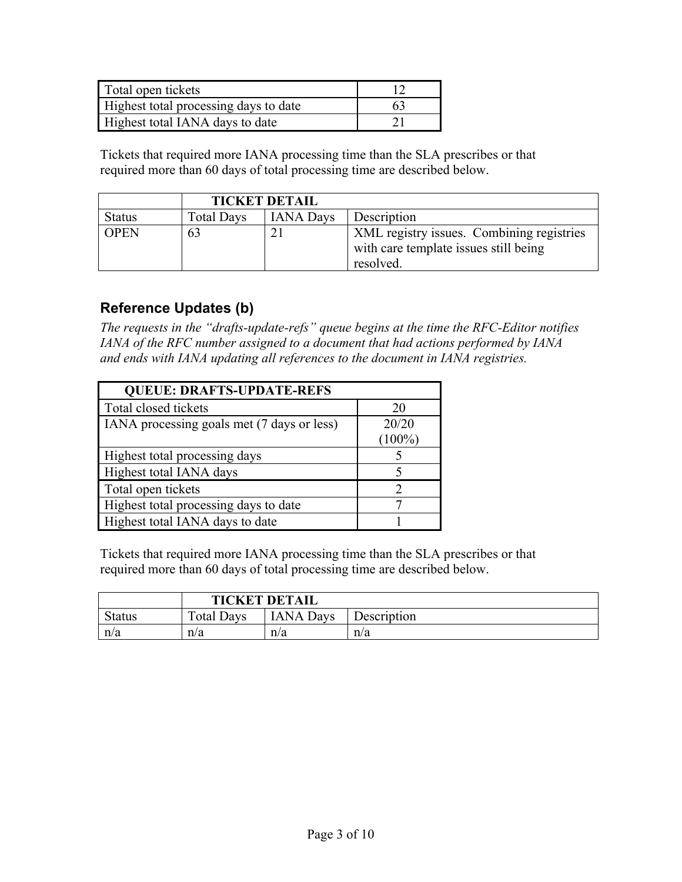| | |
|---|---|
| Total open tickets | 12 |
| Highest total processing days to date | 63 |
| Highest total IANA days to date | 21 |

Tickets that required more IANA processing time than the SLA prescribes or that required more than 60 days of total processing time are described below.

| | TICKET DETAIL | | |
|---|---|---|---|
| Status | Total Days | IANA Days | Description |
| OPEN | 63 | 21 | XML registry issues. Combining registries with care template issues still being resolved. |

## Reference Updates (b)

*The requests in the "drafts-update-refs" queue begins at the time the RFC-Editor notifies IANA of the RFC number assigned to a document that had actions performed by IANA and ends with IANA updating all references to the document in IANA registries.*

| QUEUE: DRAFTS-UPDATE-REFS | |
|---|---|
| Total closed tickets | 20 |
| IANA processing goals met (7 days or less) | 20/20 (100%) |
| Highest total processing days | 5 |
| Highest total IANA days | 5 |
| Total open tickets | 2 |
| Highest total processing days to date | 7 |
| Highest total IANA days to date | 1 |

Tickets that required more IANA processing time than the SLA prescribes or that required more than 60 days of total processing time are described below.

| | TICKET DETAIL | | |
|---|---|---|---|
| Status | Total Days | IANA Days | Description |
| n/a | n/a | n/a | n/a |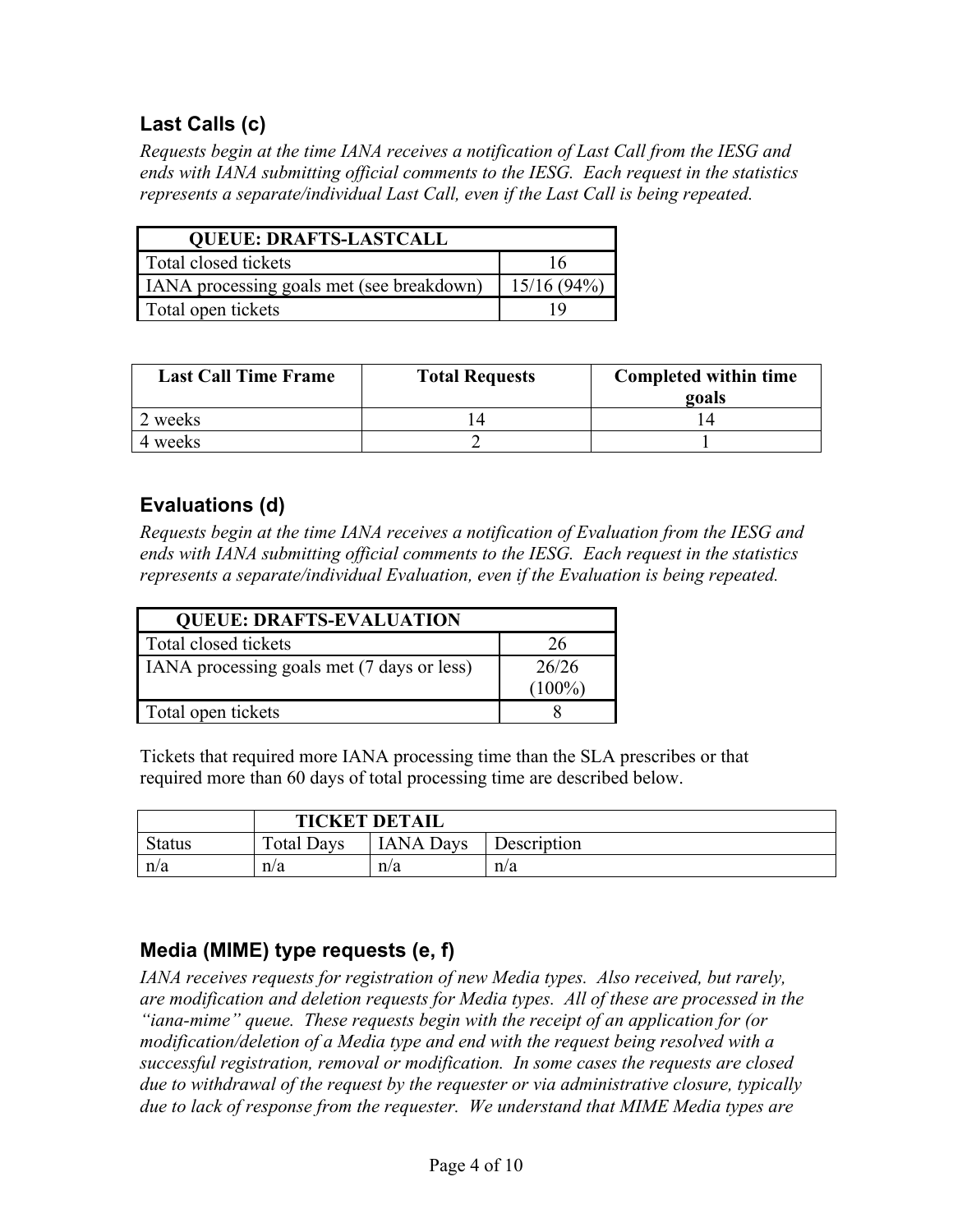## Last Calls (c)

*Requests begin at the time IANA receives a notification of Last Call from the IESG and ends with IANA submitting official comments to the IESG. Each request in the statistics represents a separate/individual Last Call, even if the Last Call is being repeated.*

| QUEUE: DRAFTS-LASTCALL | |
|---|---|
| Total closed tickets | 16 |
| IANA processing goals met (see breakdown) | 15/16 (94%) |
| Total open tickets | 19 |

| Last Call Time Frame | Total Requests | Completed within time goals |
|---|---|---|
| 2 weeks | 14 | 14 |
| 4 weeks | 2 | 1 |

## Evaluations (d)

*Requests begin at the time IANA receives a notification of Evaluation from the IESG and ends with IANA submitting official comments to the IESG. Each request in the statistics represents a separate/individual Evaluation, even if the Evaluation is being repeated.*

| QUEUE: DRAFTS-EVALUATION | |
|---|---|
| Total closed tickets | 26 |
| IANA processing goals met (7 days or less) | 26/26 (100%) |
| Total open tickets | 8 |

Tickets that required more IANA processing time than the SLA prescribes or that required more than 60 days of total processing time are described below.

| | TICKET DETAIL | | |
|---|---|---|---|
| Status | Total Days | IANA Days | Description |
| n/a | n/a | n/a | n/a |

## Media (MIME) type requests (e, f)

*IANA receives requests for registration of new Media types. Also received, but rarely, are modification and deletion requests for Media types. All of these are processed in the "iana-mime" queue. These requests begin with the receipt of an application for (or modification/deletion of a Media type and end with the request being resolved with a successful registration, removal or modification. In some cases the requests are closed due to withdrawal of the request by the requester or via administrative closure, typically due to lack of response from the requester. We understand that MIME Media types are*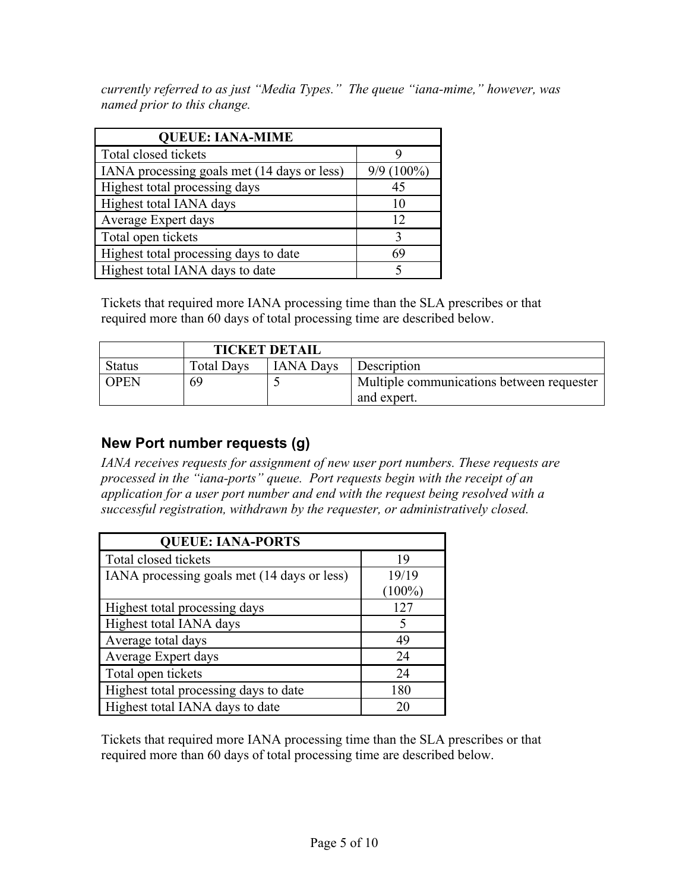*currently referred to as just "Media Types." The queue "iana-mime," however, was named prior to this change.*

| QUEUE: IANA-MIME | |
|---|---|
| Total closed tickets | 9 |
| IANA processing goals met (14 days or less) | 9/9 (100%) |
| Highest total processing days | 45 |
| Highest total IANA days | 10 |
| Average Expert days | 12 |
| Total open tickets | 3 |
| Highest total processing days to date | 69 |
| Highest total IANA days to date | 5 |

Tickets that required more IANA processing time than the SLA prescribes or that required more than 60 days of total processing time are described below.

| | TICKET DETAIL | | |
|---|---|---|---|
| Status | Total Days | IANA Days | Description |
| OPEN | 69 | 5 | Multiple communications between requester and expert. |

## New Port number requests (g)

*IANA receives requests for assignment of new user port numbers. These requests are processed in the "iana-ports" queue. Port requests begin with the receipt of an application for a user port number and end with the request being resolved with a successful registration, withdrawn by the requester, or administratively closed.*

| QUEUE: IANA-PORTS | |
|---|---|
| Total closed tickets | 19 |
| IANA processing goals met (14 days or less) | 19/19 (100%) |
| Highest total processing days | 127 |
| Highest total IANA days | 5 |
| Average total days | 49 |
| Average Expert days | 24 |
| Total open tickets | 24 |
| Highest total processing days to date | 180 |
| Highest total IANA days to date | 20 |

Tickets that required more IANA processing time than the SLA prescribes or that required more than 60 days of total processing time are described below.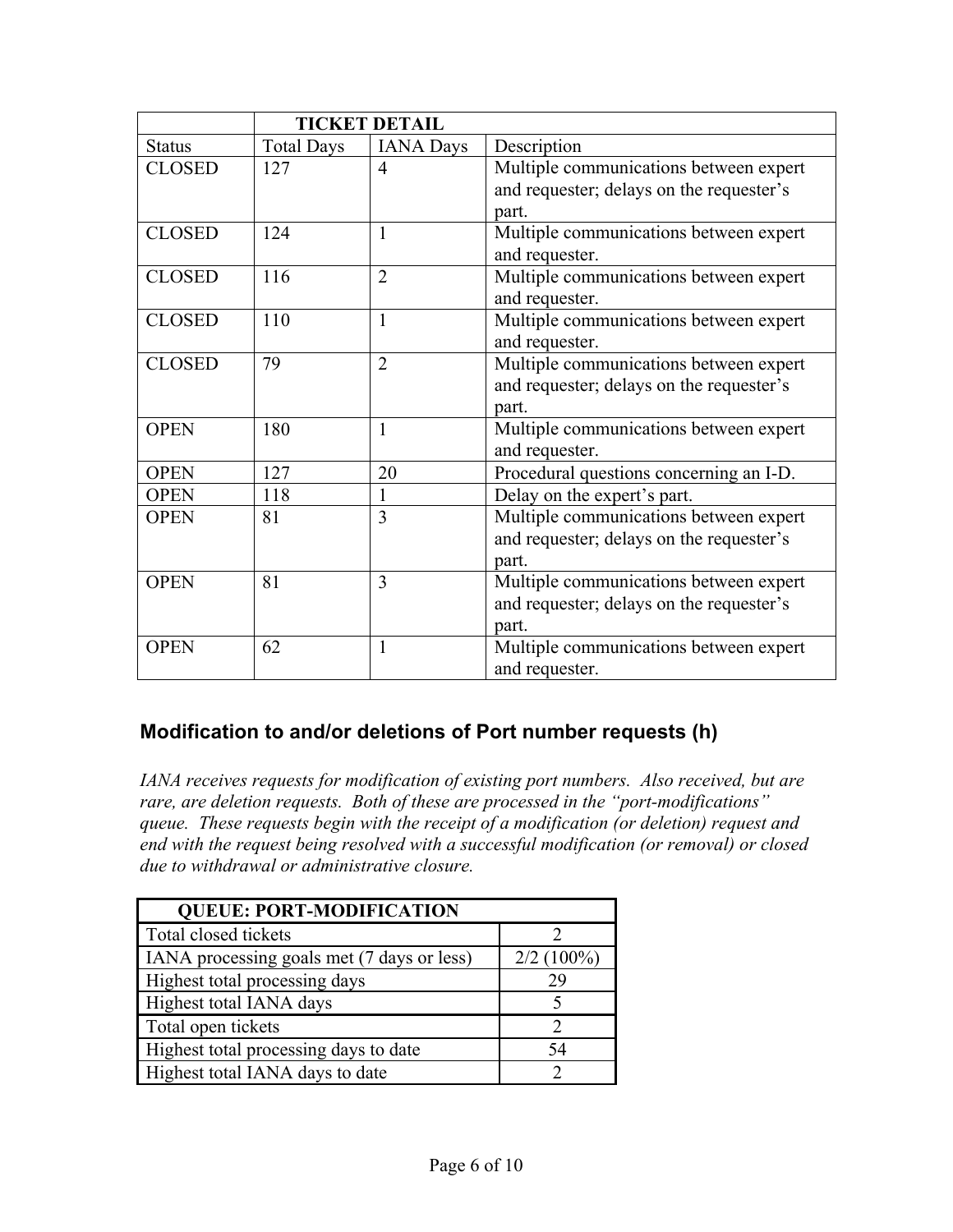| | TICKET DETAIL | | |
|---|---|---|---|
| Status | Total Days | IANA Days | Description |
| CLOSED | 127 | 4 | Multiple communications between expert and requester; delays on the requester's part. |
| CLOSED | 124 | 1 | Multiple communications between expert and requester. |
| CLOSED | 116 | 2 | Multiple communications between expert and requester. |
| CLOSED | 110 | 1 | Multiple communications between expert and requester. |
| CLOSED | 79 | 2 | Multiple communications between expert and requester; delays on the requester's part. |
| OPEN | 180 | 1 | Multiple communications between expert and requester. |
| OPEN | 127 | 20 | Procedural questions concerning an I-D. |
| OPEN | 118 | 1 | Delay on the expert's part. |
| OPEN | 81 | 3 | Multiple communications between expert and requester; delays on the requester's part. |
| OPEN | 81 | 3 | Multiple communications between expert and requester; delays on the requester's part. |
| OPEN | 62 | 1 | Multiple communications between expert and requester. |

### Modification to and/or deletions of Port number requests (h)

*IANA receives requests for modification of existing port numbers. Also received, but are rare, are deletion requests. Both of these are processed in the "port-modifications" queue. These requests begin with the receipt of a modification (or deletion) request and end with the request being resolved with a successful modification (or removal) or closed due to withdrawal or administrative closure.*

| QUEUE: PORT-MODIFICATION | |
|---|---|
| Total closed tickets | 2 |
| IANA processing goals met (7 days or less) | 2/2 (100%) |
| Highest total processing days | 29 |
| Highest total IANA days | 5 |
| Total open tickets | 2 |
| Highest total processing days to date | 54 |
| Highest total IANA days to date | 2 |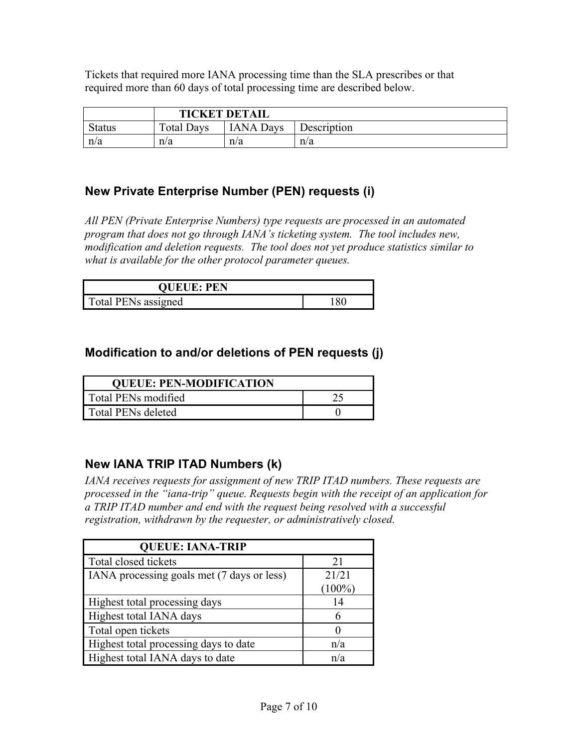Tickets that required more IANA processing time than the SLA prescribes or that required more than 60 days of total processing time are described below.

| | **TICKET DETAIL** | | |
|---|---|---|---|
| Status | Total Days | IANA Days | Description |
| n/a | n/a | n/a | n/a |

### New Private Enterprise Number (PEN) requests (i)

*All PEN (Private Enterprise Numbers) type requests are processed in an automated program that does not go through IANA's ticketing system. The tool includes new, modification and deletion requests. The tool does not yet produce statistics similar to what is available for the other protocol parameter queues.*

| **QUEUE: PEN** | |
|---|---|
| Total PENs assigned | 180 |

### Modification to and/or deletions of PEN requests (j)

| **QUEUE: PEN-MODIFICATION** | |
|---|---|
| Total PENs modified | 25 |
| Total PENs deleted | 0 |

### New IANA TRIP ITAD Numbers (k)

*IANA receives requests for assignment of new TRIP ITAD numbers. These requests are processed in the "iana-trip" queue. Requests begin with the receipt of an application for a TRIP ITAD number and end with the request being resolved with a successful registration, withdrawn by the requester, or administratively closed.*

| **QUEUE: IANA-TRIP** | |
|---|---|
| Total closed tickets | 21 |
| IANA processing goals met (7 days or less) | 21/21 (100%) |
| Highest total processing days | 14 |
| Highest total IANA days | 6 |
| Total open tickets | 0 |
| Highest total processing days to date | n/a |
| Highest total IANA days to date | n/a |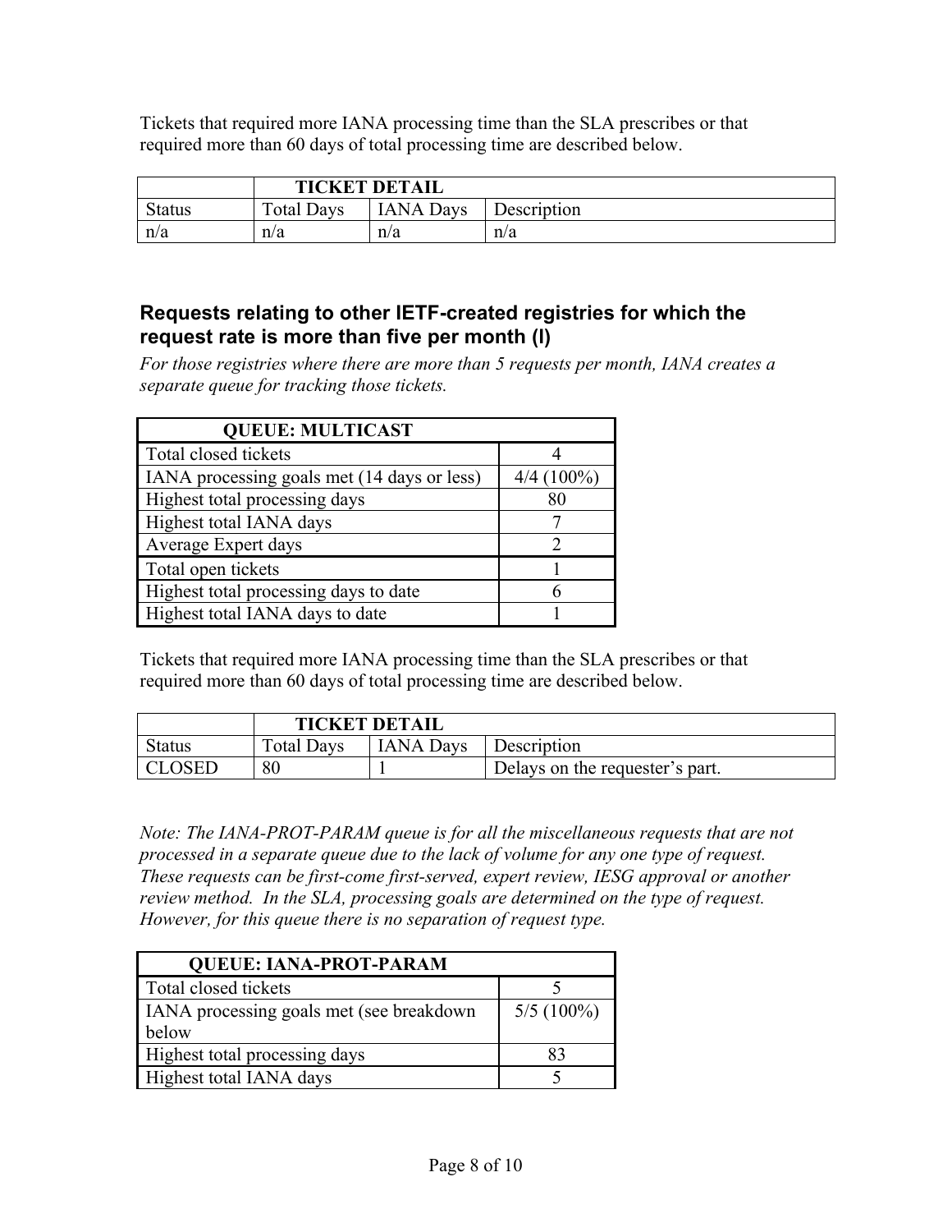Tickets that required more IANA processing time than the SLA prescribes or that required more than 60 days of total processing time are described below.

| | TICKET DETAIL | | |
|---|---|---|---|
| Status | Total Days | IANA Days | Description |
| n/a | n/a | n/a | n/a |

## Requests relating to other IETF-created registries for which the request rate is more than five per month (I)

*For those registries where there are more than 5 requests per month, IANA creates a separate queue for tracking those tickets.*

| QUEUE: MULTICAST | |
|---|---|
| Total closed tickets | 4 |
| IANA processing goals met (14 days or less) | 4/4 (100%) |
| Highest total processing days | 80 |
| Highest total IANA days | 7 |
| Average Expert days | 2 |
| Total open tickets | 1 |
| Highest total processing days to date | 6 |
| Highest total IANA days to date | 1 |

Tickets that required more IANA processing time than the SLA prescribes or that required more than 60 days of total processing time are described below.

| | TICKET DETAIL | | |
|---|---|---|---|
| Status | Total Days | IANA Days | Description |
| CLOSED | 80 | 1 | Delays on the requester's part. |

*Note: The IANA-PROT-PARAM queue is for all the miscellaneous requests that are not processed in a separate queue due to the lack of volume for any one type of request. These requests can be first-come first-served, expert review, IESG approval or another review method. In the SLA, processing goals are determined on the type of request. However, for this queue there is no separation of request type.*

| QUEUE: IANA-PROT-PARAM | |
|---|---|
| Total closed tickets | 5 |
| IANA processing goals met (see breakdown below | 5/5 (100%) |
| Highest total processing days | 83 |
| Highest total IANA days | 5 |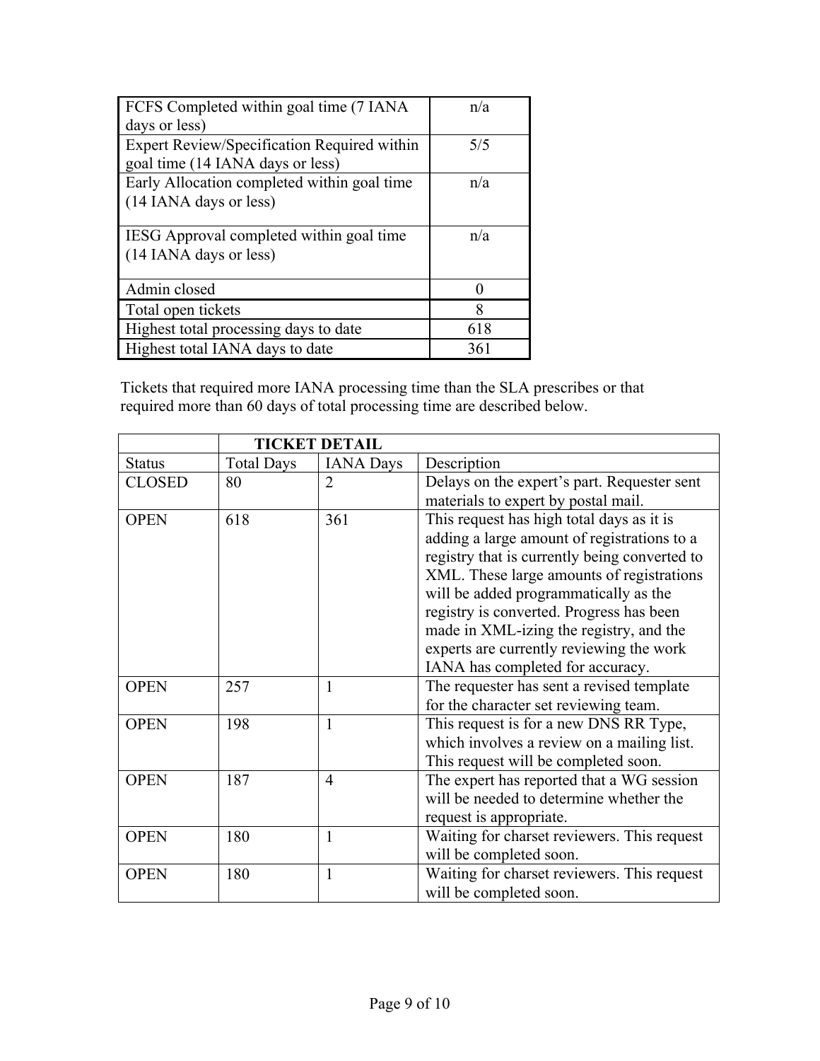| | |
|---|---|
| FCFS Completed within goal time (7 IANA days or less) | n/a |
| Expert Review/Specification Required within goal time (14 IANA days or less) | 5/5 |
| Early Allocation completed within goal time (14 IANA days or less) | n/a |
| IESG Approval completed within goal time (14 IANA days or less) | n/a |
| Admin closed | 0 |
| Total open tickets | 8 |
| Highest total processing days to date | 618 |
| Highest total IANA days to date | 361 |

Tickets that required more IANA processing time than the SLA prescribes or that required more than 60 days of total processing time are described below.

| | **TICKET DETAIL** | | |
|---|---|---|---|
| Status | Total Days | IANA Days | Description |
| CLOSED | 80 | 2 | Delays on the expert's part. Requester sent materials to expert by postal mail. |
| OPEN | 618 | 361 | This request has high total days as it is adding a large amount of registrations to a registry that is currently being converted to XML. These large amounts of registrations will be added programmatically as the registry is converted. Progress has been made in XML-izing the registry, and the experts are currently reviewing the work IANA has completed for accuracy. |
| OPEN | 257 | 1 | The requester has sent a revised template for the character set reviewing team. |
| OPEN | 198 | 1 | This request is for a new DNS RR Type, which involves a review on a mailing list. This request will be completed soon. |
| OPEN | 187 | 4 | The expert has reported that a WG session will be needed to determine whether the request is appropriate. |
| OPEN | 180 | 1 | Waiting for charset reviewers. This request will be completed soon. |
| OPEN | 180 | 1 | Waiting for charset reviewers. This request will be completed soon. |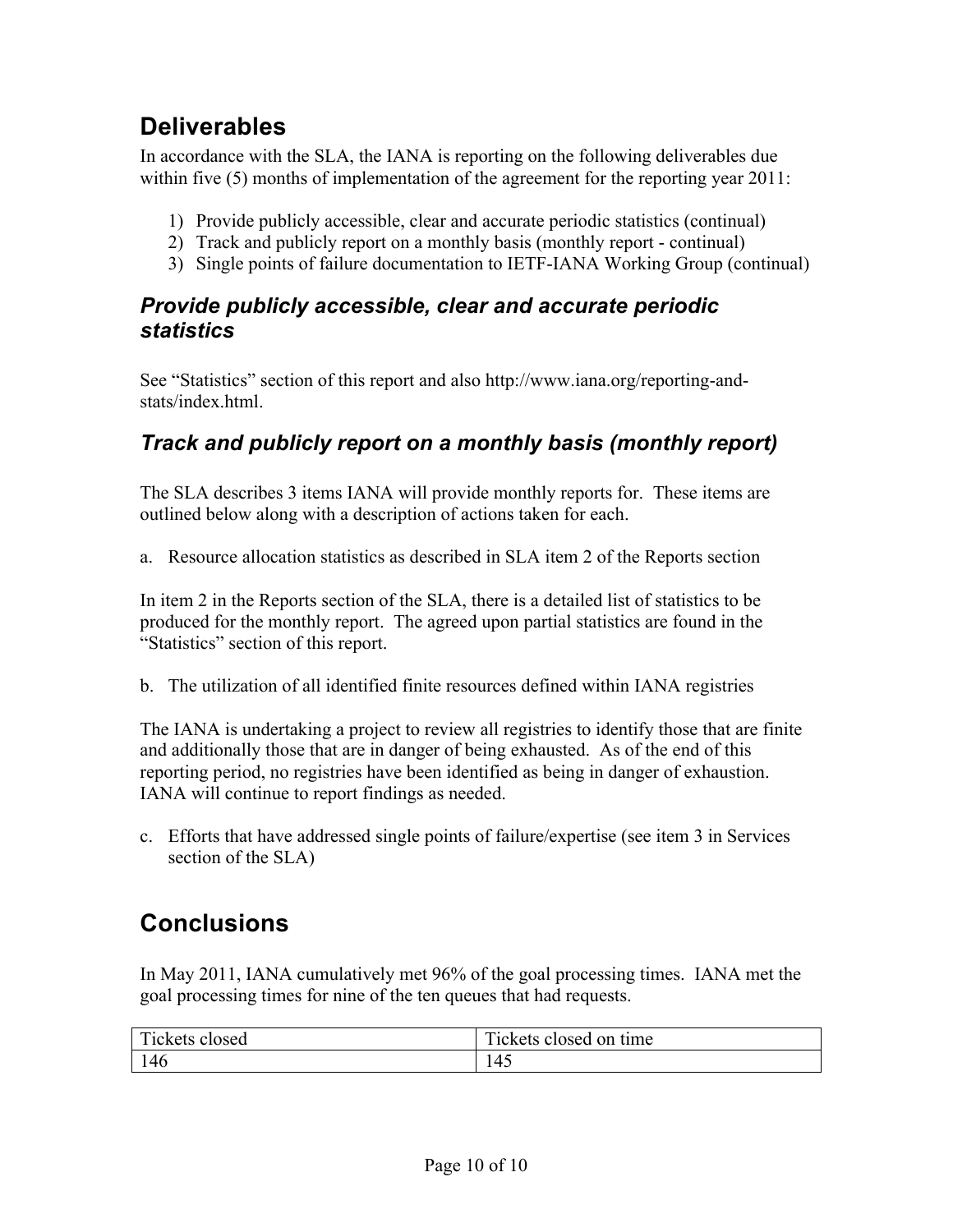# Deliverables

In accordance with the SLA, the IANA is reporting on the following deliverables due within five (5) months of implementation of the agreement for the reporting year 2011:

1) Provide publicly accessible, clear and accurate periodic statistics (continual)
2) Track and publicly report on a monthly basis (monthly report - continual)
3) Single points of failure documentation to IETF-IANA Working Group (continual)

## *Provide publicly accessible, clear and accurate periodic statistics*

See "Statistics" section of this report and also http://www.iana.org/reporting-and-stats/index.html.

## *Track and publicly report on a monthly basis (monthly report)*

The SLA describes 3 items IANA will provide monthly reports for. These items are outlined below along with a description of actions taken for each.

a. Resource allocation statistics as described in SLA item 2 of the Reports section

In item 2 in the Reports section of the SLA, there is a detailed list of statistics to be produced for the monthly report. The agreed upon partial statistics are found in the "Statistics" section of this report.

b. The utilization of all identified finite resources defined within IANA registries

The IANA is undertaking a project to review all registries to identify those that are finite and additionally those that are in danger of being exhausted. As of the end of this reporting period, no registries have been identified as being in danger of exhaustion. IANA will continue to report findings as needed.

c. Efforts that have addressed single points of failure/expertise (see item 3 in Services section of the SLA)

# Conclusions

In May 2011, IANA cumulatively met 96% of the goal processing times. IANA met the goal processing times for nine of the ten queues that had requests.

| Tickets closed | Tickets closed on time |
| --- | --- |
| 146 | 145 |